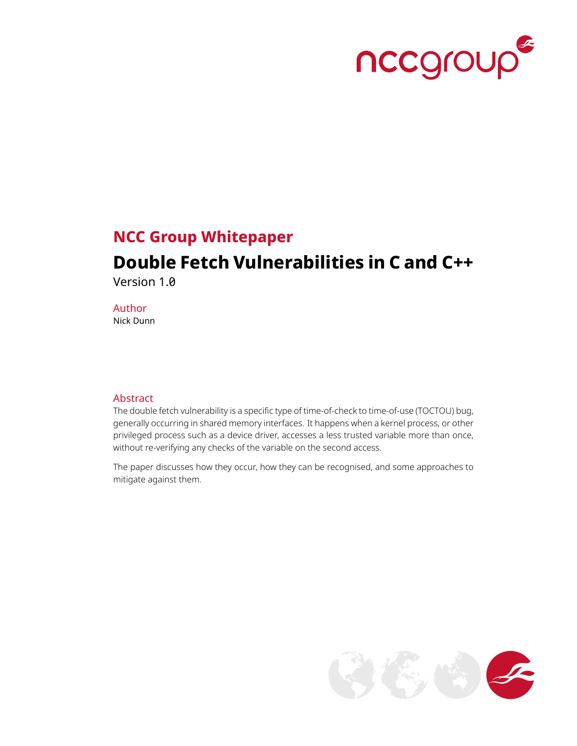## NCC Group Whitepaper

# Double Fetch Vulnerabilities in C and C++

Version 1.0

### Author

Nick Dunn

### Abstract

The double fetch vulnerability is a specific type of time-of-check to time-of-use (TOCTOU) bug, generally occurring in shared memory interfaces. It happens when a kernel process, or other privileged process such as a device driver, accesses a less trusted variable more than once, without re-verifying any checks of the variable on the second access.

The paper discusses how they occur, how they can be recognised, and some approaches to mitigate against them.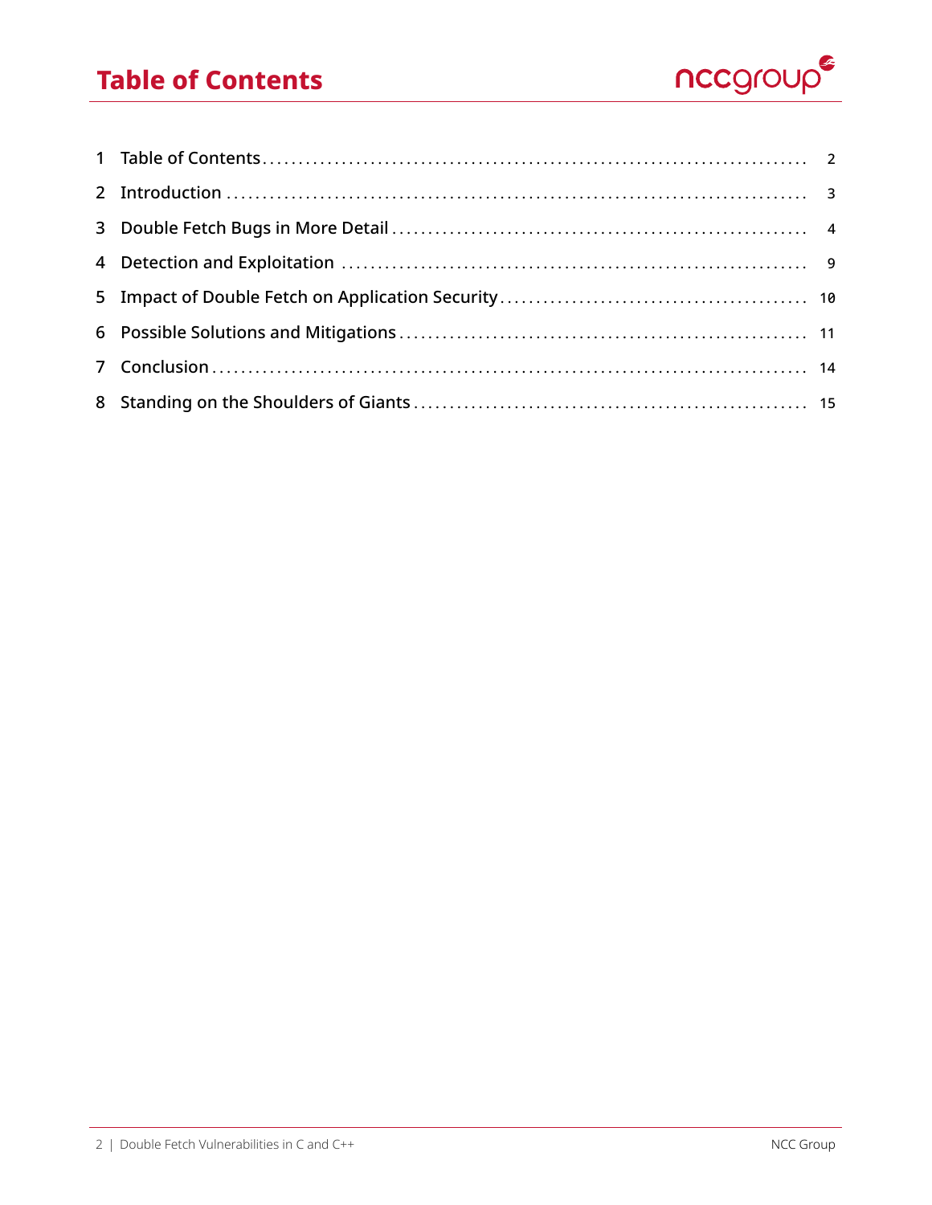# Table of Contents

1 Table of Contents ........................................................... 2

2 Introduction ............................................................... 3

3 Double Fetch Bugs in More Detail ......................................... 4

4 Detection and Exploitation ................................................ 9

5 Impact of Double Fetch on Application Security ........................ 10

6 Possible Solutions and Mitigations ....................................... 11

7 Conclusion .................................................................. 14

8 Standing on the Shoulders of Giants ...................................... 15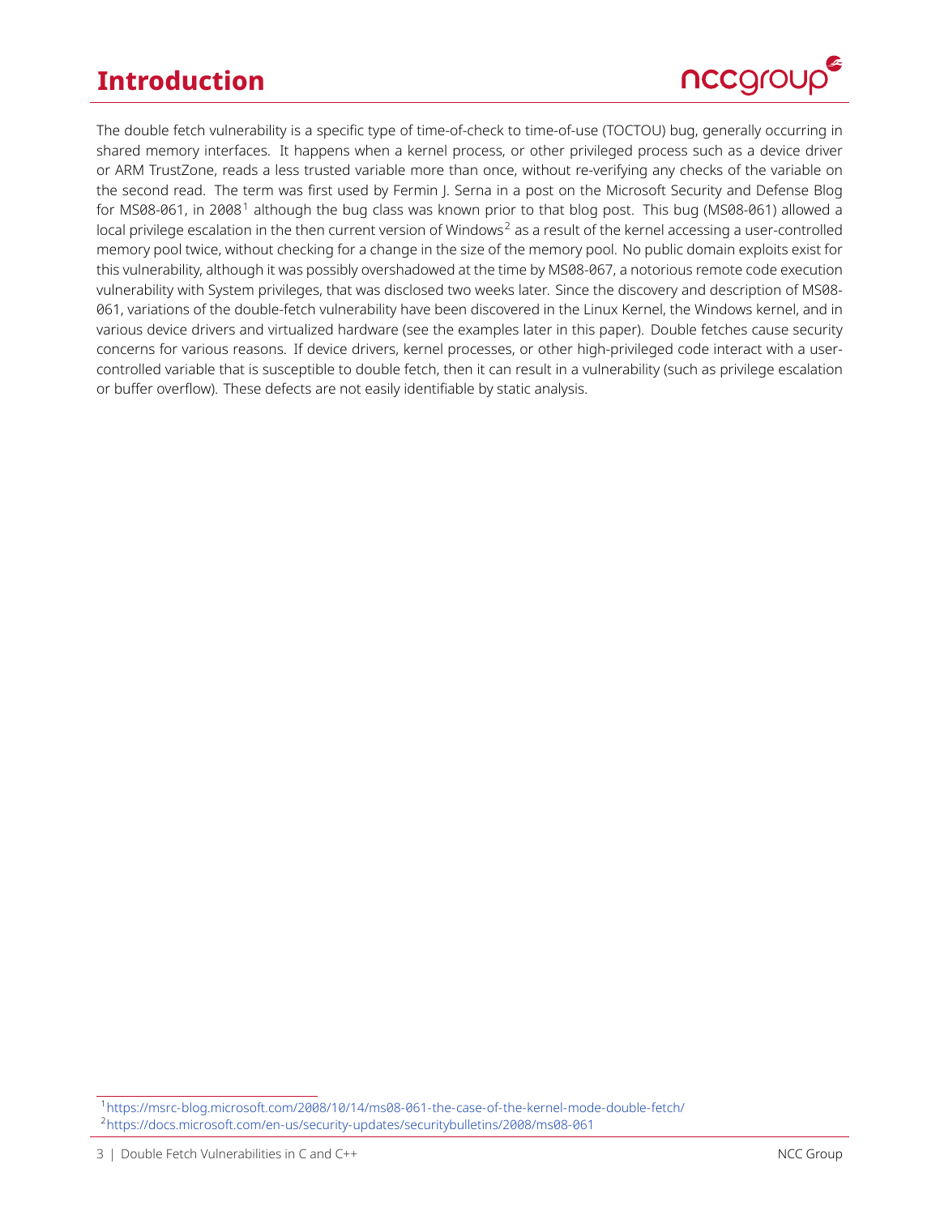# Introduction

The double fetch vulnerability is a specific type of time-of-check to time-of-use (TOCTOU) bug, generally occurring in shared memory interfaces. It happens when a kernel process, or other privileged process such as a device driver or ARM TrustZone, reads a less trusted variable more than once, without re-verifying any checks of the variable on the second read. The term was first used by Fermin J. Serna in a post on the Microsoft Security and Defense Blog for MS08-061, in 2008[1] although the bug class was known prior to that blog post. This bug (MS08-061) allowed a local privilege escalation in the then current version of Windows[2] as a result of the kernel accessing a user-controlled memory pool twice, without checking for a change in the size of the memory pool. No public domain exploits exist for this vulnerability, although it was possibly overshadowed at the time by MS08-067, a notorious remote code execution vulnerability with System privileges, that was disclosed two weeks later. Since the discovery and description of MS08-061, variations of the double-fetch vulnerability have been discovered in the Linux Kernel, the Windows kernel, and in various device drivers and virtualized hardware (see the examples later in this paper). Double fetches cause security concerns for various reasons. If device drivers, kernel processes, or other high-privileged code interact with a user-controlled variable that is susceptible to double fetch, then it can result in a vulnerability (such as privilege escalation or buffer overflow). These defects are not easily identifiable by static analysis.

[1] https://msrc-blog.microsoft.com/2008/10/14/ms08-061-the-case-of-the-kernel-mode-double-fetch/

[2] https://docs.microsoft.com/en-us/security-updates/securitybulletins/2008/ms08-061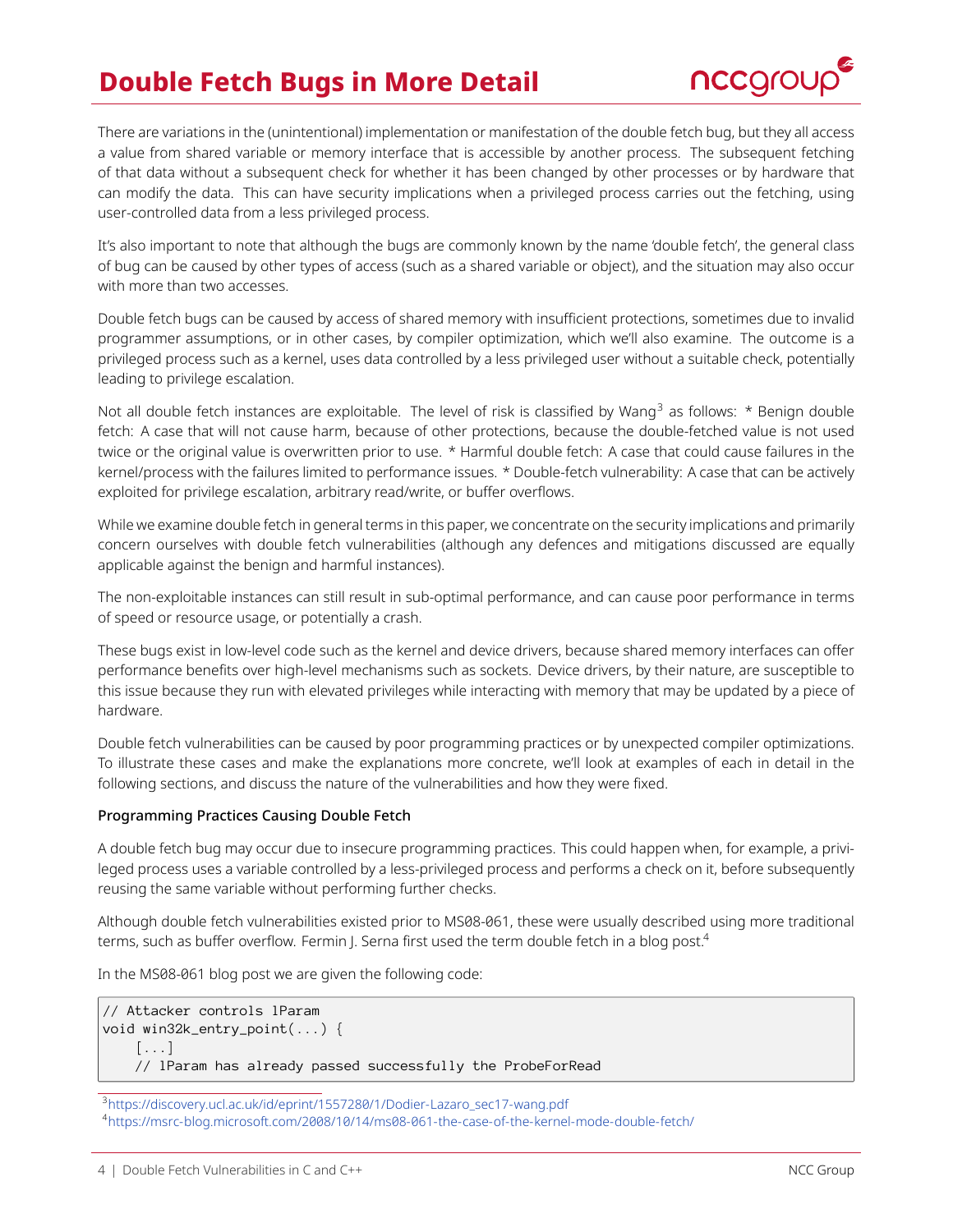# Double Fetch Bugs in More Detail

There are variations in the (unintentional) implementation or manifestation of the double fetch bug, but they all access a value from shared variable or memory interface that is accessible by another process. The subsequent fetching of that data without a subsequent check for whether it has been changed by other processes or by hardware that can modify the data. This can have security implications when a privileged process carries out the fetching, using user-controlled data from a less privileged process.

It's also important to note that although the bugs are commonly known by the name 'double fetch', the general class of bug can be caused by other types of access (such as a shared variable or object), and the situation may also occur with more than two accesses.

Double fetch bugs can be caused by access of shared memory with insufficient protections, sometimes due to invalid programmer assumptions, or in other cases, by compiler optimization, which we'll also examine. The outcome is a privileged process such as a kernel, uses data controlled by a less privileged user without a suitable check, potentially leading to privilege escalation.

Not all double fetch instances are exploitable. The level of risk is classified by Wang[3] as follows: * Benign double fetch: A case that will not cause harm, because of other protections, because the double-fetched value is not used twice or the original value is overwritten prior to use. * Harmful double fetch: A case that could cause failures in the kernel/process with the failures limited to performance issues. * Double-fetch vulnerability: A case that can be actively exploited for privilege escalation, arbitrary read/write, or buffer overflows.

While we examine double fetch in general terms in this paper, we concentrate on the security implications and primarily concern ourselves with double fetch vulnerabilities (although any defences and mitigations discussed are equally applicable against the benign and harmful instances).

The non-exploitable instances can still result in sub-optimal performance, and can cause poor performance in terms of speed or resource usage, or potentially a crash.

These bugs exist in low-level code such as the kernel and device drivers, because shared memory interfaces can offer performance benefits over high-level mechanisms such as sockets. Device drivers, by their nature, are susceptible to this issue because they run with elevated privileges while interacting with memory that may be updated by a piece of hardware.

Double fetch vulnerabilities can be caused by poor programming practices or by unexpected compiler optimizations. To illustrate these cases and make the explanations more concrete, we'll look at examples of each in detail in the following sections, and discuss the nature of the vulnerabilities and how they were fixed.

### Programming Practices Causing Double Fetch

A double fetch bug may occur due to insecure programming practices. This could happen when, for example, a privileged process uses a variable controlled by a less-privileged process and performs a check on it, before subsequently reusing the same variable without performing further checks.

Although double fetch vulnerabilities existed prior to MS08-061, these were usually described using more traditional terms, such as buffer overflow. Fermin J. Serna first used the term double fetch in a blog post.[4]

In the MS08-061 blog post we are given the following code:

```
// Attacker controls lParam
void win32k_entry_point(...) {
    [...]
    // lParam has already passed successfully the ProbeForRead
```

[3] https://discovery.ucl.ac.uk/id/eprint/1557280/1/Dodier-Lazaro_sec17-wang.pdf

[4] https://msrc-blog.microsoft.com/2008/10/14/ms08-061-the-case-of-the-kernel-mode-double-fetch/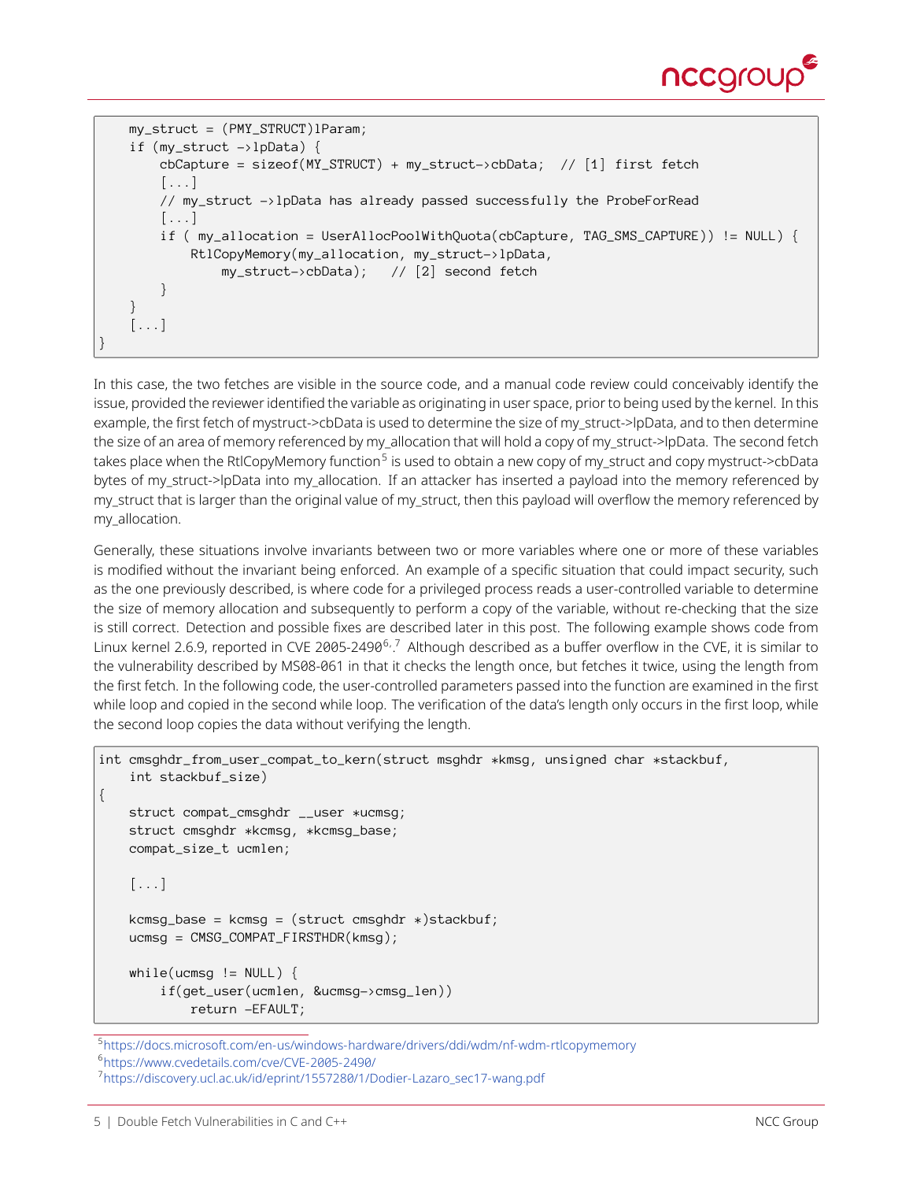```
    my_struct = (PMY_STRUCT)lParam;
    if (my_struct ->lpData) {
        cbCapture = sizeof(MY_STRUCT) + my_struct->cbData;  // [1] first fetch
        [...]
        // my_struct ->lpData has already passed successfully the ProbeForRead
        [...]
        if ( my_allocation = UserAllocPoolWithQuota(cbCapture, TAG_SMS_CAPTURE)) != NULL) {
            RtlCopyMemory(my_allocation, my_struct->lpData,
                my_struct->cbData);   // [2] second fetch
        }
    }
    [...]
}
```

In this case, the two fetches are visible in the source code, and a manual code review could conceivably identify the issue, provided the reviewer identified the variable as originating in user space, prior to being used by the kernel. In this example, the first fetch of mystruct->cbData is used to determine the size of my_struct->lpData, and to then determine the size of an area of memory referenced by my_allocation that will hold a copy of my_struct->lpData. The second fetch takes place when the RtlCopyMemory function[5] is used to obtain a new copy of my_struct and copy mystruct->cbData bytes of my_struct->lpData into my_allocation. If an attacker has inserted a payload into the memory referenced by my_struct that is larger than the original value of my_struct, then this payload will overflow the memory referenced by my_allocation.

Generally, these situations involve invariants between two or more variables where one or more of these variables is modified without the invariant being enforced. An example of a specific situation that could impact security, such as the one previously described, is where code for a privileged process reads a user-controlled variable to determine the size of memory allocation and subsequently to perform a copy of the variable, without re-checking that the size is still correct. Detection and possible fixes are described later in this post. The following example shows code from Linux kernel 2.6.9, reported in CVE 2005-2490[6,7] Although described as a buffer overflow in the CVE, it is similar to the vulnerability described by MS08-061 in that it checks the length once, but fetches it twice, using the length from the first fetch. In the following code, the user-controlled parameters passed into the function are examined in the first while loop and copied in the second while loop. The verification of the data's length only occurs in the first loop, while the second loop copies the data without verifying the length.

```
int cmsghdr_from_user_compat_to_kern(struct msghdr *kmsg, unsigned char *stackbuf,
    int stackbuf_size)
{
    struct compat_cmsghdr __user *ucmsg;
    struct cmsghdr *kcmsg, *kcmsg_base;
    compat_size_t ucmlen;

    [...]

    kcmsg_base = kcmsg = (struct cmsghdr *)stackbuf;
    ucmsg = CMSG_COMPAT_FIRSTHDR(kmsg);

    while(ucmsg != NULL) {
        if(get_user(ucmlen, &ucmsg->cmsg_len))
            return -EFAULT;
```

[5] https://docs.microsoft.com/en-us/windows-hardware/drivers/ddi/wdm/nf-wdm-rtlcopymemory
[6] https://www.cvedetails.com/cve/CVE-2005-2490/
[7] https://discovery.ucl.ac.uk/id/eprint/1557280/1/Dodier-Lazaro_sec17-wang.pdf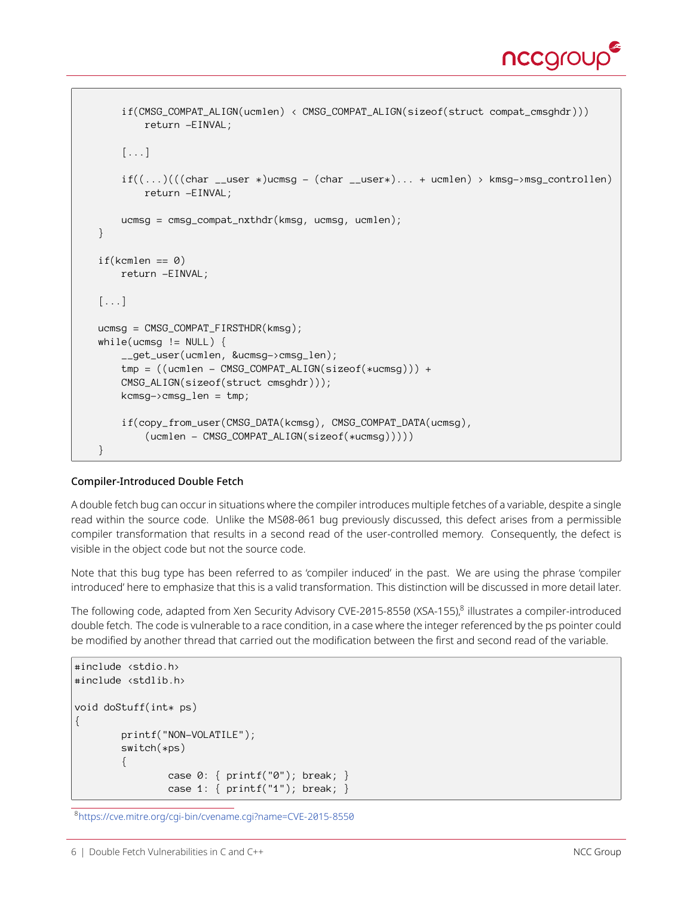```
        if(CMSG_COMPAT_ALIGN(ucmlen) < CMSG_COMPAT_ALIGN(sizeof(struct compat_cmsghdr)))
            return -EINVAL;

        [...]

        if((...)(((char __user *)ucmsg - (char __user*)... + ucmlen) > kmsg->msg_controllen)
            return -EINVAL;

        ucmsg = cmsg_compat_nxthdr(kmsg, ucmsg, ucmlen);
    }

    if(kcmlen == 0)
        return -EINVAL;

    [...]

    ucmsg = CMSG_COMPAT_FIRSTHDR(kmsg);
    while(ucmsg != NULL) {
        __get_user(ucmlen, &ucmsg->cmsg_len);
        tmp = ((ucmlen - CMSG_COMPAT_ALIGN(sizeof(*ucmsg))) +
        CMSG_ALIGN(sizeof(struct cmsghdr)));
        kcmsg->cmsg_len = tmp;

        if(copy_from_user(CMSG_DATA(kcmsg), CMSG_COMPAT_DATA(ucmsg),
            (ucmlen - CMSG_COMPAT_ALIGN(sizeof(*ucmsg)))))
    }
```

### Compiler-Introduced Double Fetch

A double fetch bug can occur in situations where the compiler introduces multiple fetches of a variable, despite a single read within the source code. Unlike the MS08-061 bug previously discussed, this defect arises from a permissible compiler transformation that results in a second read of the user-controlled memory. Consequently, the defect is visible in the object code but not the source code.

Note that this bug type has been referred to as 'compiler induced' in the past. We are using the phrase 'compiler introduced' here to emphasize that this is a valid transformation. This distinction will be discussed in more detail later.

The following code, adapted from Xen Security Advisory CVE-2015-8550 (XSA-155),[8] illustrates a compiler-introduced double fetch. The code is vulnerable to a race condition, in a case where the integer referenced by the ps pointer could be modified by another thread that carried out the modification between the first and second read of the variable.

```
#include <stdio.h>
#include <stdlib.h>

void doStuff(int* ps)
{
        printf("NON-VOLATILE");
        switch(*ps)
        {
                case 0: { printf("0"); break; }
                case 1: { printf("1"); break; }
```

[8] https://cve.mitre.org/cgi-bin/cvename.cgi?name=CVE-2015-8550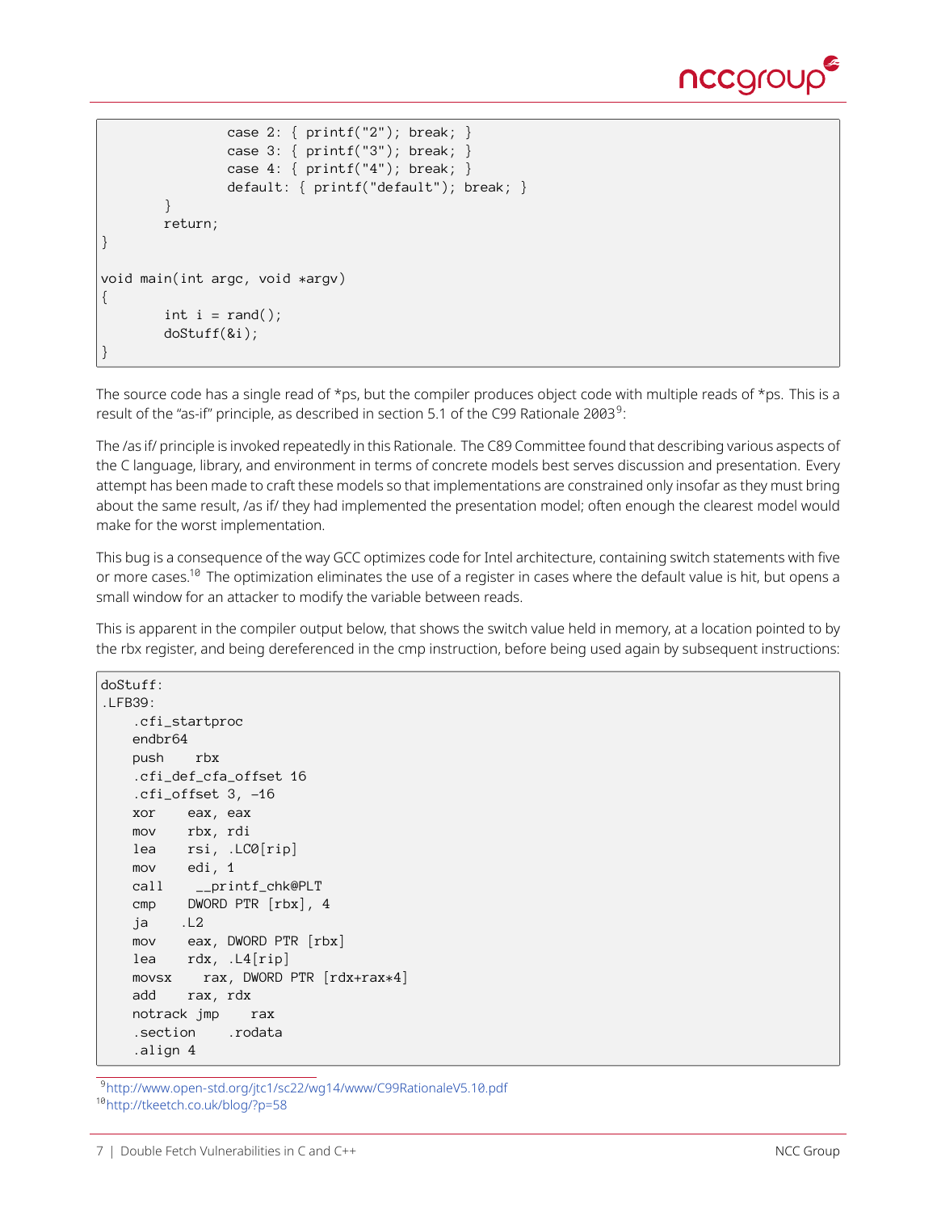```
                case 2: { printf("2"); break; }
                case 3: { printf("3"); break; }
                case 4: { printf("4"); break; }
                default: { printf("default"); break; }
        }
        return;
}

void main(int argc, void *argv)
{
        int i = rand();
        doStuff(&i);
}
```

The source code has a single read of *ps, but the compiler produces object code with multiple reads of *ps. This is a result of the "as-if" principle, as described in section 5.1 of the C99 Rationale 2003[9]:

The /as if/ principle is invoked repeatedly in this Rationale. The C89 Committee found that describing various aspects of the C language, library, and environment in terms of concrete models best serves discussion and presentation. Every attempt has been made to craft these models so that implementations are constrained only insofar as they must bring about the same result, /as if/ they had implemented the presentation model; often enough the clearest model would make for the worst implementation.

This bug is a consequence of the way GCC optimizes code for Intel architecture, containing switch statements with five or more cases.[10] The optimization eliminates the use of a register in cases where the default value is hit, but opens a small window for an attacker to modify the variable between reads.

This is apparent in the compiler output below, that shows the switch value held in memory, at a location pointed to by the rbx register, and being dereferenced in the cmp instruction, before being used again by subsequent instructions:

```
doStuff:
.LFB39:
    .cfi_startproc
    endbr64
    push    rbx
    .cfi_def_cfa_offset 16
    .cfi_offset 3, -16
    xor    eax, eax
    mov    rbx, rdi
    lea    rsi, .LC0[rip]
    mov    edi, 1
    call    __printf_chk@PLT
    cmp    DWORD PTR [rbx], 4
    ja    .L2
    mov    eax, DWORD PTR [rbx]
    lea    rdx, .L4[rip]
    movsx    rax, DWORD PTR [rdx+rax*4]
    add    rax, rdx
    notrack jmp    rax
    .section    .rodata
    .align 4
```

[9] http://www.open-std.org/jtc1/sc22/wg14/www/C99RationaleV5.10.pdf

[10] http://tkeetch.co.uk/blog/?p=58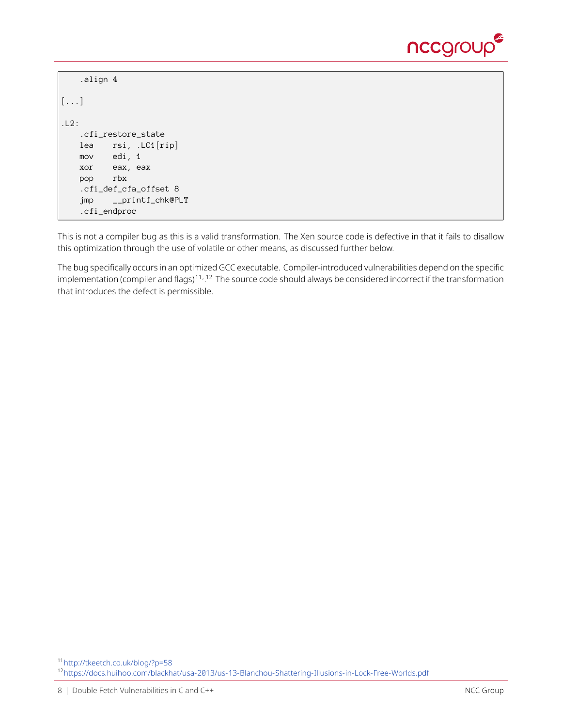```
    .align 4

[...]

.L2:
    .cfi_restore_state
    lea    rsi, .LC1[rip]
    mov    edi, 1
    xor    eax, eax
    pop    rbx
    .cfi_def_cfa_offset 8
    jmp    __printf_chk@PLT
    .cfi_endproc
```

This is not a compiler bug as this is a valid transformation. The Xen source code is defective in that it fails to disallow this optimization through the use of volatile or other means, as discussed further below.

The bug specifically occurs in an optimized GCC executable. Compiler-introduced vulnerabilities depend on the specific implementation (compiler and flags)[11],[12] The source code should always be considered incorrect if the transformation that introduces the defect is permissible.

[11] http://tkeetch.co.uk/blog/?p=58

[12] https://docs.huihoo.com/blackhat/usa-2013/us-13-Blanchou-Shattering-Illusions-in-Lock-Free-Worlds.pdf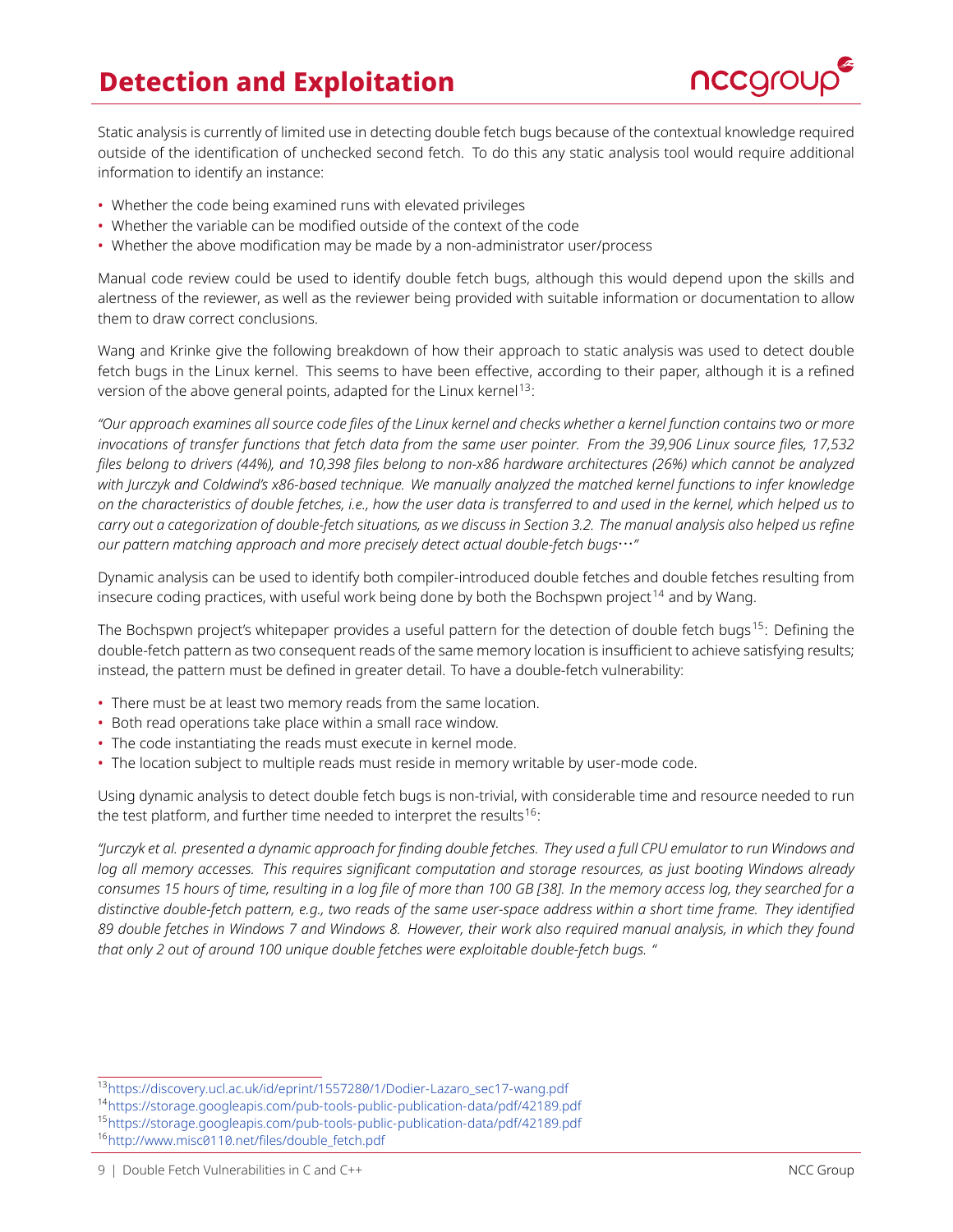# Detection and Exploitation

Static analysis is currently of limited use in detecting double fetch bugs because of the contextual knowledge required outside of the identification of unchecked second fetch. To do this any static analysis tool would require additional information to identify an instance:

- Whether the code being examined runs with elevated privileges
- Whether the variable can be modified outside of the context of the code
- Whether the above modification may be made by a non-administrator user/process

Manual code review could be used to identify double fetch bugs, although this would depend upon the skills and alertness of the reviewer, as well as the reviewer being provided with suitable information or documentation to allow them to draw correct conclusions.

Wang and Krinke give the following breakdown of how their approach to static analysis was used to detect double fetch bugs in the Linux kernel. This seems to have been effective, according to their paper, although it is a refined version of the above general points, adapted for the Linux kernel[13]:

*"Our approach examines all source code files of the Linux kernel and checks whether a kernel function contains two or more invocations of transfer functions that fetch data from the same user pointer. From the 39,906 Linux source files, 17,532 files belong to drivers (44%), and 10,398 files belong to non-x86 hardware architectures (26%) which cannot be analyzed with Jurczyk and Coldwind's x86-based technique. We manually analyzed the matched kernel functions to infer knowledge on the characteristics of double fetches, i.e., how the user data is transferred to and used in the kernel, which helped us to carry out a categorization of double-fetch situations, as we discuss in Section 3.2. The manual analysis also helped us refine our pattern matching approach and more precisely detect actual double-fetch bugs…"*

Dynamic analysis can be used to identify both compiler-introduced double fetches and double fetches resulting from insecure coding practices, with useful work being done by both the Bochspwn project[14] and by Wang.

The Bochspwn project's whitepaper provides a useful pattern for the detection of double fetch bugs[15]: Defining the double-fetch pattern as two consequent reads of the same memory location is insufficient to achieve satisfying results; instead, the pattern must be defined in greater detail. To have a double-fetch vulnerability:

- There must be at least two memory reads from the same location.
- Both read operations take place within a small race window.
- The code instantiating the reads must execute in kernel mode.
- The location subject to multiple reads must reside in memory writable by user-mode code.

Using dynamic analysis to detect double fetch bugs is non-trivial, with considerable time and resource needed to run the test platform, and further time needed to interpret the results[16]:

*"Jurczyk et al. presented a dynamic approach for finding double fetches. They used a full CPU emulator to run Windows and log all memory accesses. This requires significant computation and storage resources, as just booting Windows already consumes 15 hours of time, resulting in a log file of more than 100 GB [38]. In the memory access log, they searched for a distinctive double-fetch pattern, e.g., two reads of the same user-space address within a short time frame. They identified 89 double fetches in Windows 7 and Windows 8. However, their work also required manual analysis, in which they found that only 2 out of around 100 unique double fetches were exploitable double-fetch bugs. "*

---

[13] https://discovery.ucl.ac.uk/id/eprint/1557280/1/Dodier-Lazaro_sec17-wang.pdf
[14] https://storage.googleapis.com/pub-tools-public-publication-data/pdf/42189.pdf
[15] https://storage.googleapis.com/pub-tools-public-publication-data/pdf/42189.pdf
[16] http://www.misc0110.net/files/double_fetch.pdf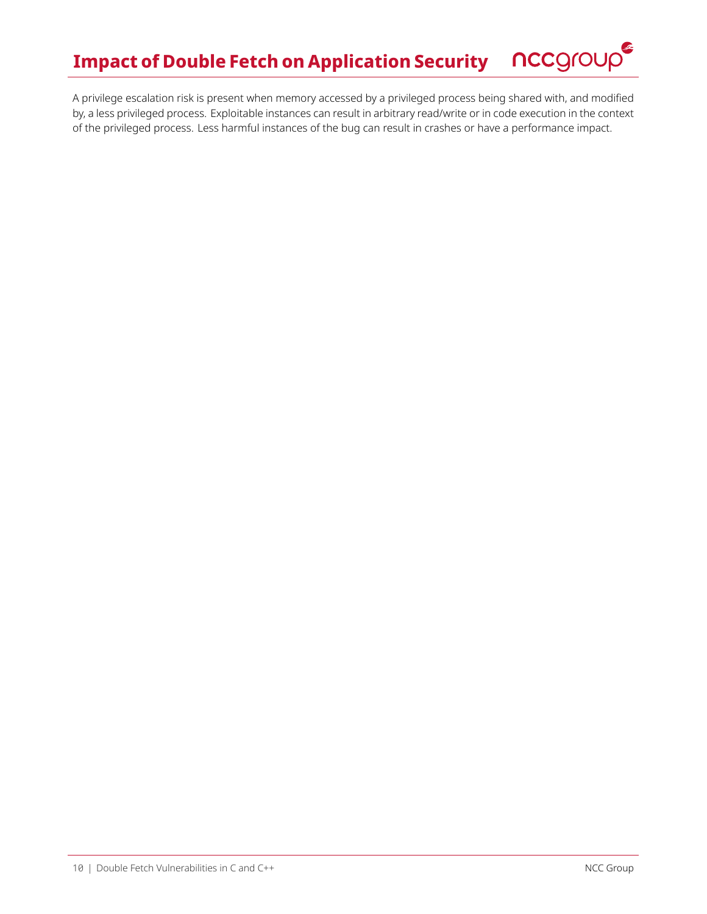# Impact of Double Fetch on Application Security

A privilege escalation risk is present when memory accessed by a privileged process being shared with, and modified by, a less privileged process. Exploitable instances can result in arbitrary read/write or in code execution in the context of the privileged process. Less harmful instances of the bug can result in crashes or have a performance impact.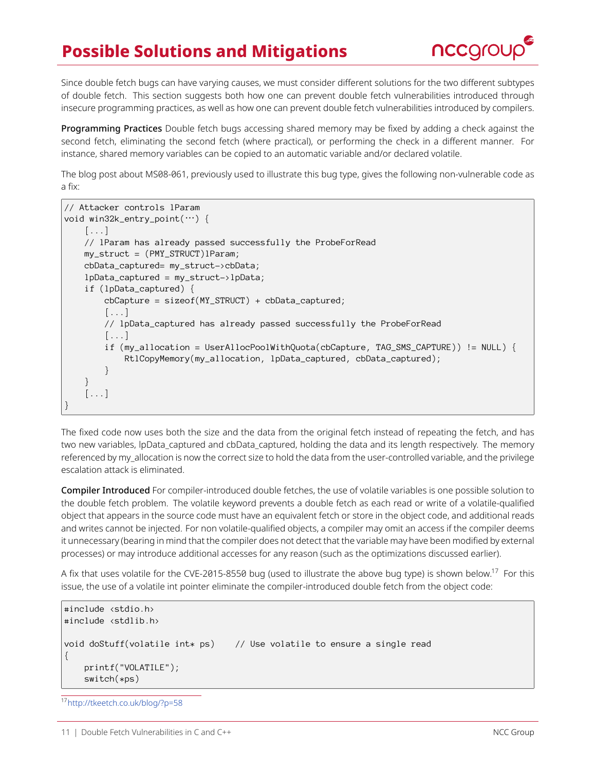# Possible Solutions and Mitigations

Since double fetch bugs can have varying causes, we must consider different solutions for the two different subtypes of double fetch. This section suggests both how one can prevent double fetch vulnerabilities introduced through insecure programming practices, as well as how one can prevent double fetch vulnerabilities introduced by compilers.

**Programming Practices** Double fetch bugs accessing shared memory may be fixed by adding a check against the second fetch, eliminating the second fetch (where practical), or performing the check in a different manner. For instance, shared memory variables can be copied to an automatic variable and/or declared volatile.

The blog post about MS08-061, previously used to illustrate this bug type, gives the following non-vulnerable code as a fix:

```
// Attacker controls lParam
void win32k_entry_point(...) {
    [...]
    // lParam has already passed successfully the ProbeForRead
    my_struct = (PMY_STRUCT)lParam;
    cbData_captured= my_struct->cbData;
    lpData_captured = my_struct->lpData;
    if (lpData_captured) {
        cbCapture = sizeof(MY_STRUCT) + cbData_captured;
        [...]
        // lpData_captured has already passed successfully the ProbeForRead
        [...]
        if (my_allocation = UserAllocPoolWithQuota(cbCapture, TAG_SMS_CAPTURE)) != NULL) {
            RtlCopyMemory(my_allocation, lpData_captured, cbData_captured);
        }
    }
    [...]
}
```

The fixed code now uses both the size and the data from the original fetch instead of repeating the fetch, and has two new variables, lpData_captured and cbData_captured, holding the data and its length respectively. The memory referenced by my_allocation is now the correct size to hold the data from the user-controlled variable, and the privilege escalation attack is eliminated.

**Compiler Introduced** For compiler-introduced double fetches, the use of volatile variables is one possible solution to the double fetch problem. The volatile keyword prevents a double fetch as each read or write of a volatile-qualified object that appears in the source code must have an equivalent fetch or store in the object code, and additional reads and writes cannot be injected. For non volatile-qualified objects, a compiler may omit an access if the compiler deems it unnecessary (bearing in mind that the compiler does not detect that the variable may have been modified by external processes) or may introduce additional accesses for any reason (such as the optimizations discussed earlier).

A fix that uses volatile for the CVE-2015-8550 bug (used to illustrate the above bug type) is shown below.[17] For this issue, the use of a volatile int pointer eliminate the compiler-introduced double fetch from the object code:

```
#include <stdio.h>
#include <stdlib.h>

void doStuff(volatile int* ps)    // Use volatile to ensure a single read
{
    printf("VOLATILE");
    switch(*ps)
```

[17] http://tkeetch.co.uk/blog/?p=58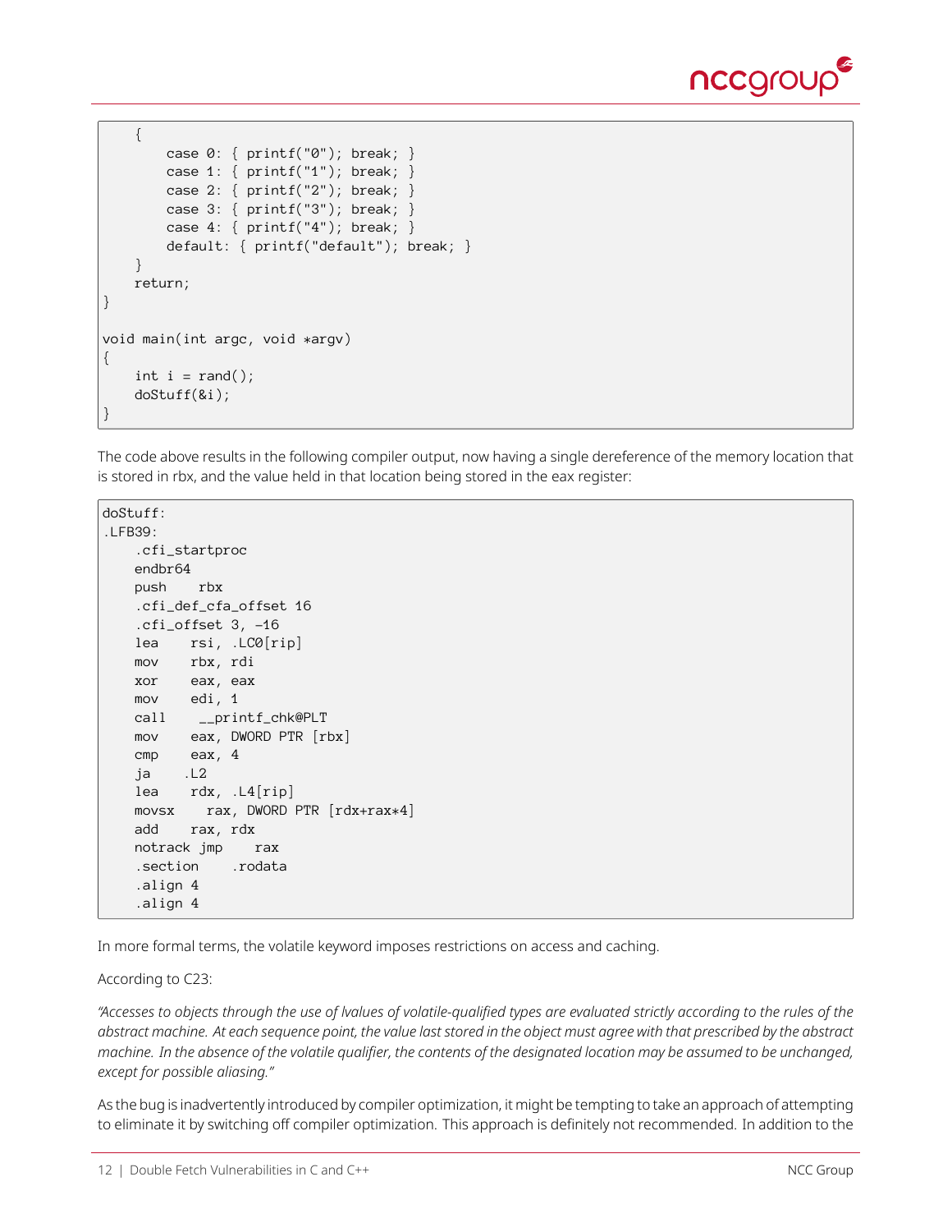```
    {
        case 0: { printf("0"); break; }
        case 1: { printf("1"); break; }
        case 2: { printf("2"); break; }
        case 3: { printf("3"); break; }
        case 4: { printf("4"); break; }
        default: { printf("default"); break; }
    }
    return;
}

void main(int argc, void *argv)
{
    int i = rand();
    doStuff(&i);
}
```

The code above results in the following compiler output, now having a single dereference of the memory location that is stored in rbx, and the value held in that location being stored in the eax register:

```
doStuff:
.LFB39:
    .cfi_startproc
    endbr64
    push    rbx
    .cfi_def_cfa_offset 16
    .cfi_offset 3, -16
    lea    rsi, .LC0[rip]
    mov    rbx, rdi
    xor    eax, eax
    mov    edi, 1
    call    __printf_chk@PLT
    mov    eax, DWORD PTR [rbx]
    cmp    eax, 4
    ja    .L2
    lea    rdx, .L4[rip]
    movsx    rax, DWORD PTR [rdx+rax*4]
    add    rax, rdx
    notrack jmp    rax
    .section    .rodata
    .align 4
    .align 4
```

In more formal terms, the volatile keyword imposes restrictions on access and caching.

According to C23:

*"Accesses to objects through the use of lvalues of volatile-qualified types are evaluated strictly according to the rules of the abstract machine. At each sequence point, the value last stored in the object must agree with that prescribed by the abstract machine. In the absence of the volatile qualifier, the contents of the designated location may be assumed to be unchanged, except for possible aliasing."*

As the bug is inadvertently introduced by compiler optimization, it might be tempting to take an approach of attempting to eliminate it by switching off compiler optimization. This approach is definitely not recommended. In addition to the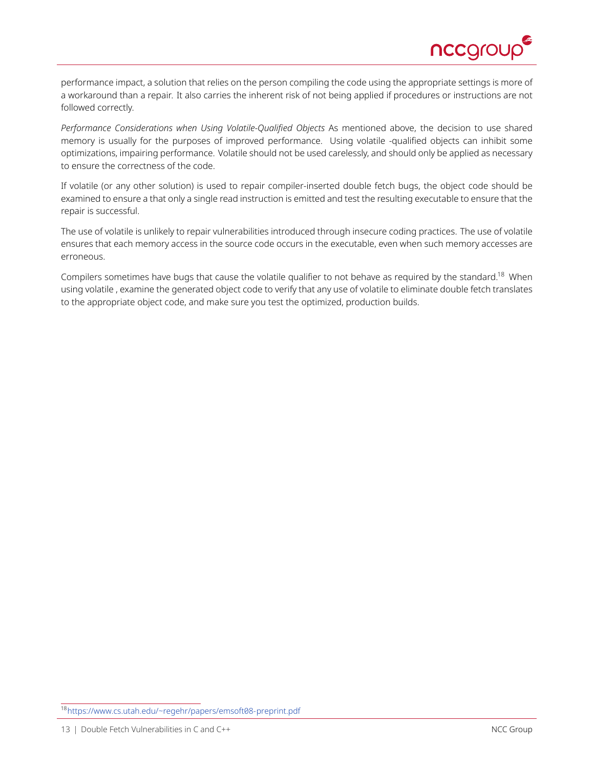performance impact, a solution that relies on the person compiling the code using the appropriate settings is more of a workaround than a repair. It also carries the inherent risk of not being applied if procedures or instructions are not followed correctly.

*Performance Considerations when Using Volatile-Qualified Objects* As mentioned above, the decision to use shared memory is usually for the purposes of improved performance. Using volatile -qualified objects can inhibit some optimizations, impairing performance. Volatile should not be used carelessly, and should only be applied as necessary to ensure the correctness of the code.

If volatile (or any other solution) is used to repair compiler-inserted double fetch bugs, the object code should be examined to ensure a that only a single read instruction is emitted and test the resulting executable to ensure that the repair is successful.

The use of volatile is unlikely to repair vulnerabilities introduced through insecure coding practices. The use of volatile ensures that each memory access in the source code occurs in the executable, even when such memory accesses are erroneous.

Compilers sometimes have bugs that cause the volatile qualifier to not behave as required by the standard.[18] When using volatile , examine the generated object code to verify that any use of volatile to eliminate double fetch translates to the appropriate object code, and make sure you test the optimized, production builds.

[18] https://www.cs.utah.edu/~regehr/papers/emsoft08-preprint.pdf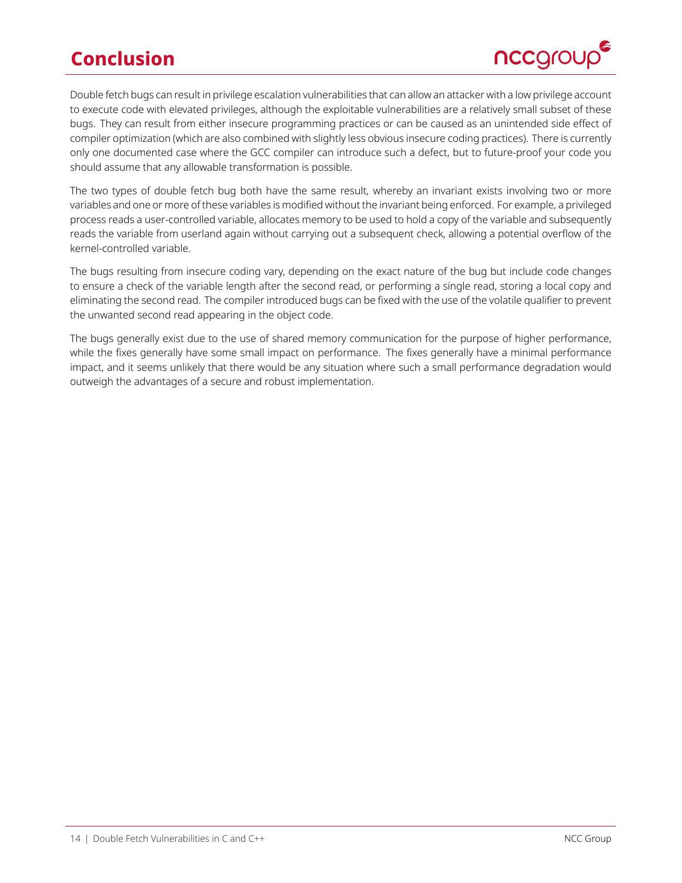# Conclusion

Double fetch bugs can result in privilege escalation vulnerabilities that can allow an attacker with a low privilege account to execute code with elevated privileges, although the exploitable vulnerabilities are a relatively small subset of these bugs. They can result from either insecure programming practices or can be caused as an unintended side effect of compiler optimization (which are also combined with slightly less obvious insecure coding practices). There is currently only one documented case where the GCC compiler can introduce such a defect, but to future-proof your code you should assume that any allowable transformation is possible.

The two types of double fetch bug both have the same result, whereby an invariant exists involving two or more variables and one or more of these variables is modified without the invariant being enforced. For example, a privileged process reads a user-controlled variable, allocates memory to be used to hold a copy of the variable and subsequently reads the variable from userland again without carrying out a subsequent check, allowing a potential overflow of the kernel-controlled variable.

The bugs resulting from insecure coding vary, depending on the exact nature of the bug but include code changes to ensure a check of the variable length after the second read, or performing a single read, storing a local copy and eliminating the second read. The compiler introduced bugs can be fixed with the use of the volatile qualifier to prevent the unwanted second read appearing in the object code.

The bugs generally exist due to the use of shared memory communication for the purpose of higher performance, while the fixes generally have some small impact on performance. The fixes generally have a minimal performance impact, and it seems unlikely that there would be any situation where such a small performance degradation would outweigh the advantages of a secure and robust implementation.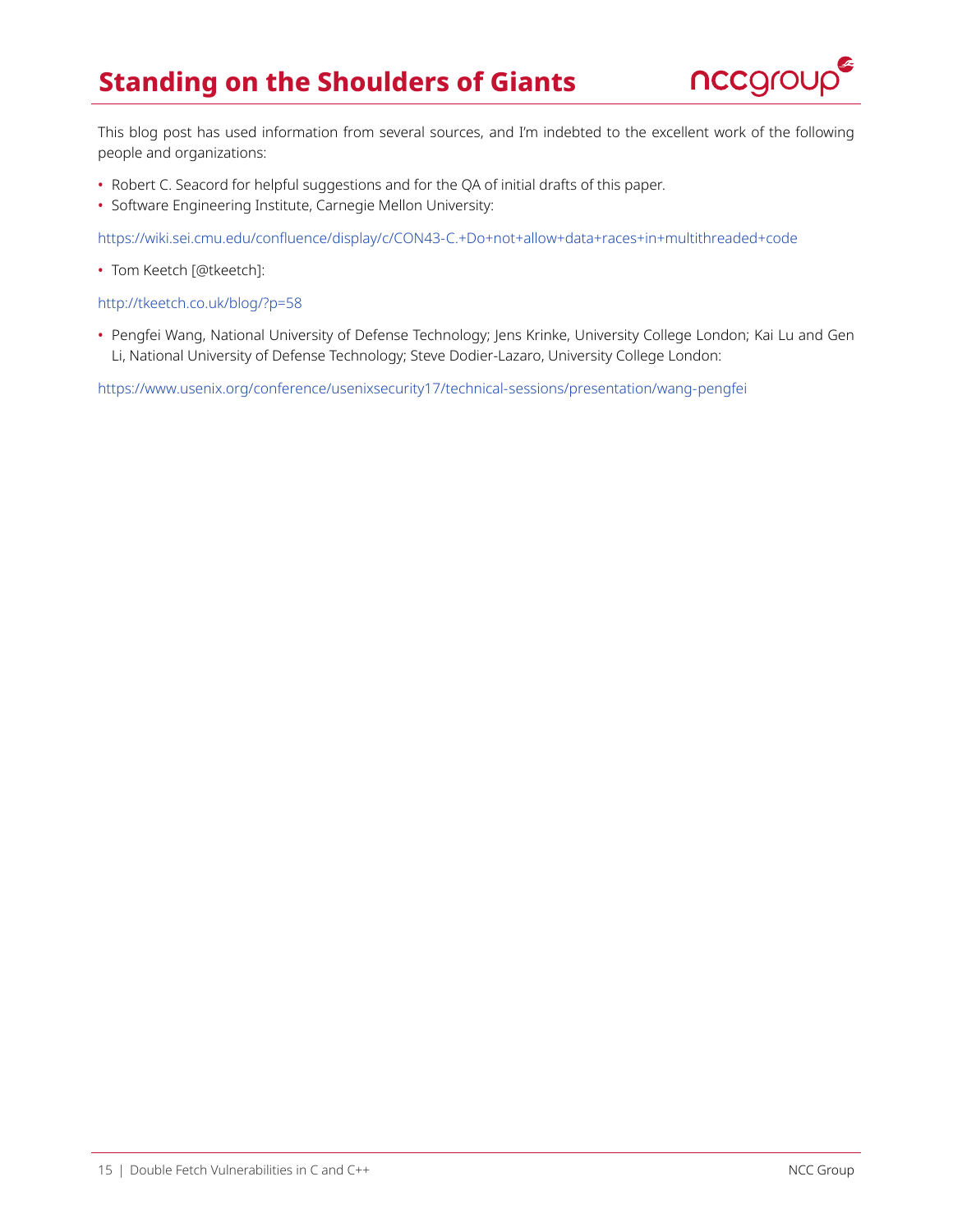# Standing on the Shoulders of Giants

This blog post has used information from several sources, and I'm indebted to the excellent work of the following people and organizations:

- Robert C. Seacord for helpful suggestions and for the QA of initial drafts of this paper.
- Software Engineering Institute, Carnegie Mellon University:

https://wiki.sei.cmu.edu/confluence/display/c/CON43-C.+Do+not+allow+data+races+in+multithreaded+code

- Tom Keetch [@tkeetch]:

http://tkeetch.co.uk/blog/?p=58

- Pengfei Wang, National University of Defense Technology; Jens Krinke, University College London; Kai Lu and Gen Li, National University of Defense Technology; Steve Dodier-Lazaro, University College London:

https://www.usenix.org/conference/usenixsecurity17/technical-sessions/presentation/wang-pengfei